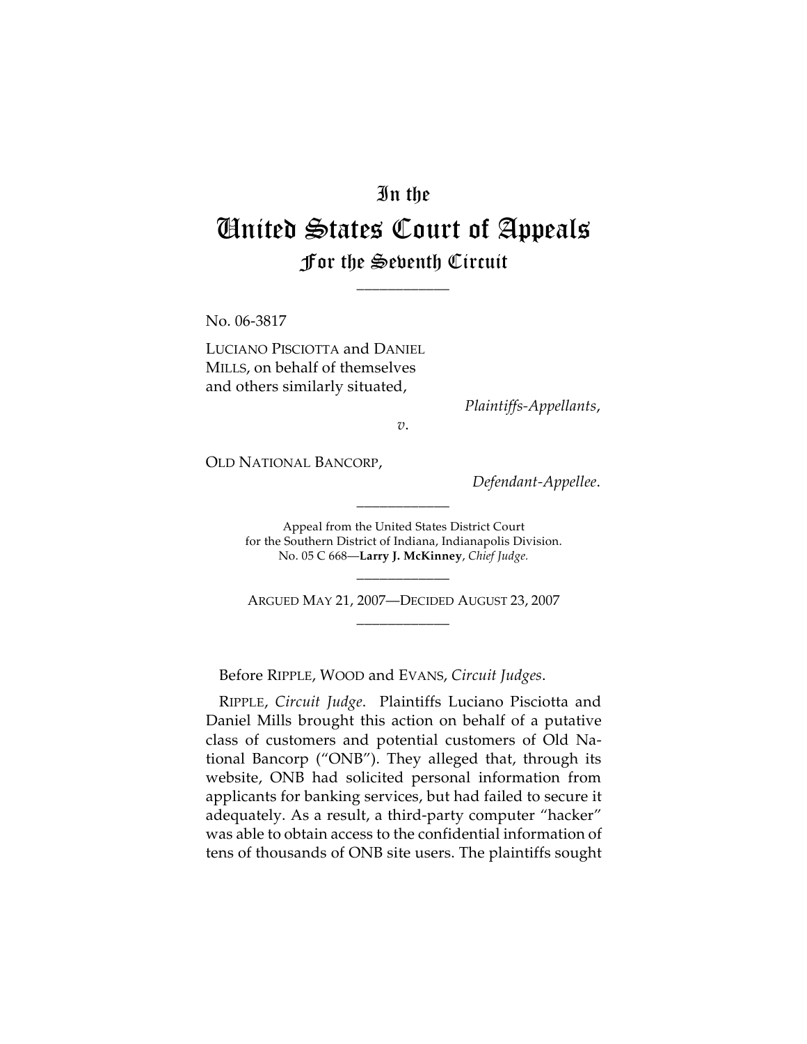# In the
# United States Court of Appeals
## For the Seventh Circuit

---

No. 06-3817

LUCIANO PISCIOTTA and DANIEL MILLS, on behalf of themselves and others similarly situated,

*Plaintiffs-Appellants*,

*v.*

OLD NATIONAL BANCORP,

*Defendant-Appellee*.

---

Appeal from the United States District Court
for the Southern District of Indiana, Indianapolis Division.
No. 05 C 668—**Larry J. McKinney**, *Chief Judge*.

---

ARGUED MAY 21, 2007—DECIDED AUGUST 23, 2007

---

Before RIPPLE, WOOD and EVANS, *Circuit Judges*.

RIPPLE, *Circuit Judge*. Plaintiffs Luciano Pisciotta and Daniel Mills brought this action on behalf of a putative class of customers and potential customers of Old National Bancorp ("ONB"). They alleged that, through its website, ONB had solicited personal information from applicants for banking services, but had failed to secure it adequately. As a result, a third-party computer "hacker" was able to obtain access to the confidential information of tens of thousands of ONB site users. The plaintiffs sought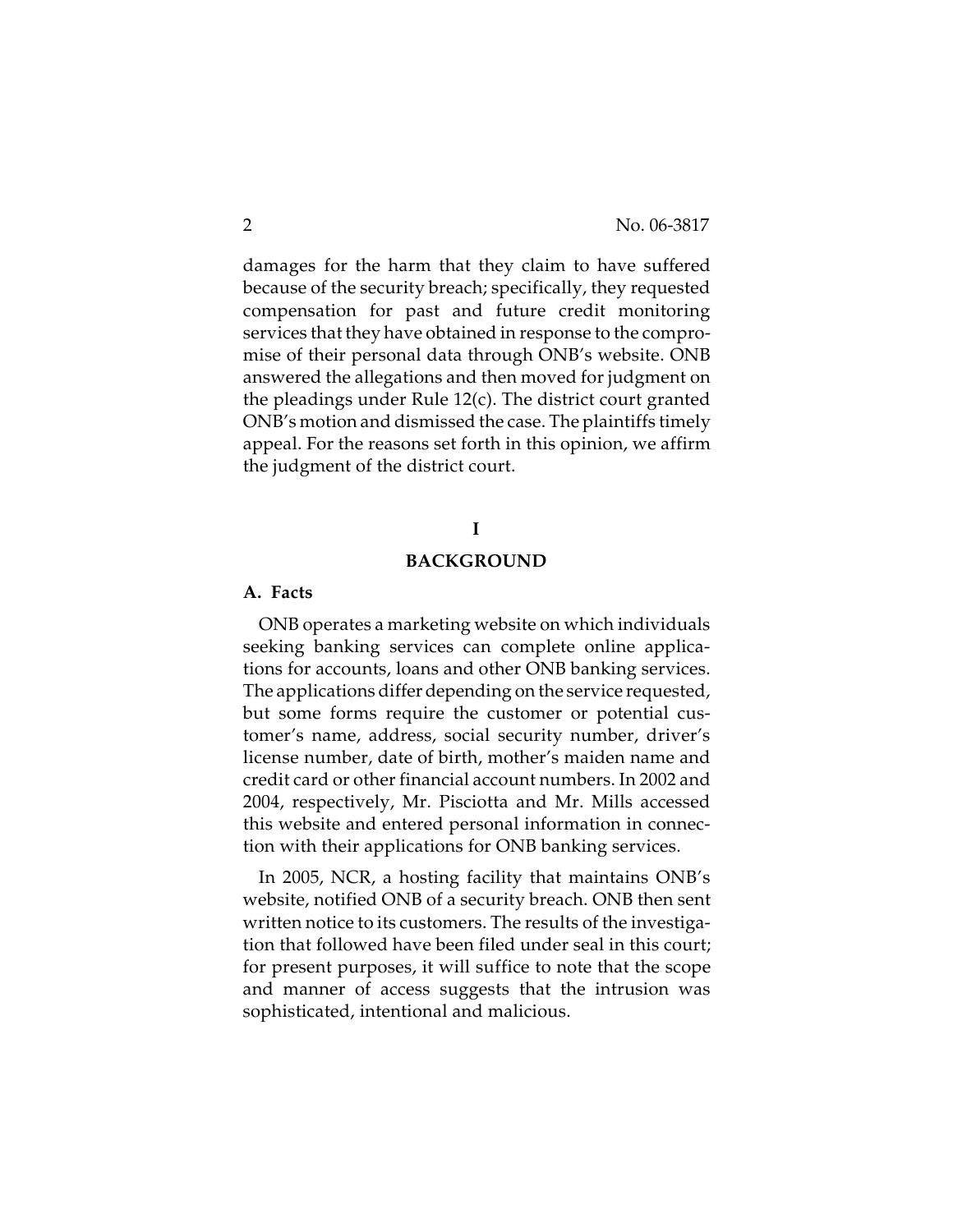damages for the harm that they claim to have suffered because of the security breach; specifically, they requested compensation for past and future credit monitoring services that they have obtained in response to the compromise of their personal data through ONB's website. ONB answered the allegations and then moved for judgment on the pleadings under Rule 12(c). The district court granted ONB's motion and dismissed the case. The plaintiffs timely appeal. For the reasons set forth in this opinion, we affirm the judgment of the district court.

## I

## BACKGROUND

### A. Facts

ONB operates a marketing website on which individuals seeking banking services can complete online applications for accounts, loans and other ONB banking services. The applications differ depending on the service requested, but some forms require the customer or potential customer's name, address, social security number, driver's license number, date of birth, mother's maiden name and credit card or other financial account numbers. In 2002 and 2004, respectively, Mr. Pisciotta and Mr. Mills accessed this website and entered personal information in connection with their applications for ONB banking services.

In 2005, NCR, a hosting facility that maintains ONB's website, notified ONB of a security breach. ONB then sent written notice to its customers. The results of the investigation that followed have been filed under seal in this court; for present purposes, it will suffice to note that the scope and manner of access suggests that the intrusion was sophisticated, intentional and malicious.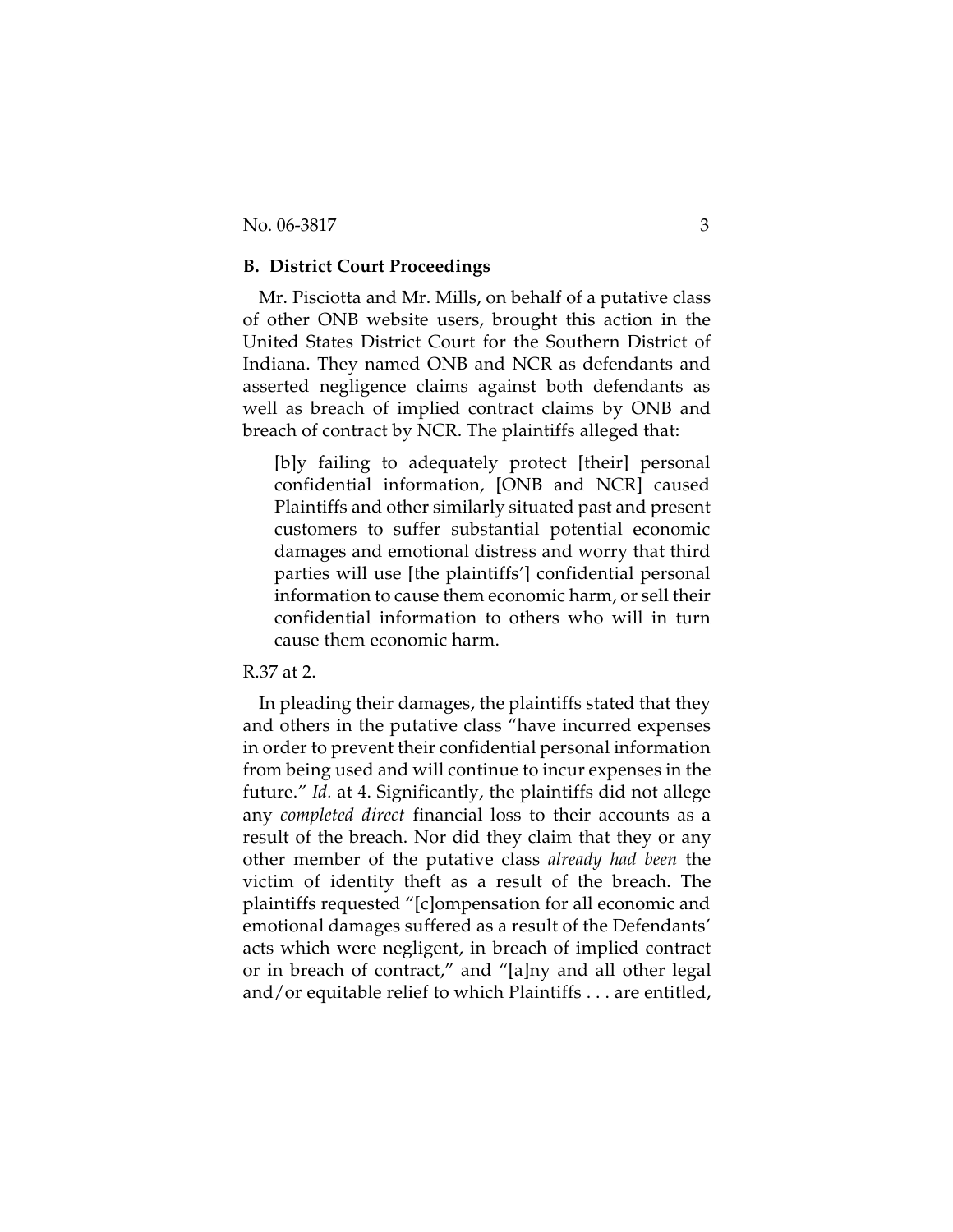### B. District Court Proceedings

Mr. Pisciotta and Mr. Mills, on behalf of a putative class of other ONB website users, brought this action in the United States District Court for the Southern District of Indiana. They named ONB and NCR as defendants and asserted negligence claims against both defendants as well as breach of implied contract claims by ONB and breach of contract by NCR. The plaintiffs alleged that:

> [b]y failing to adequately protect [their] personal confidential information, [ONB and NCR] caused Plaintiffs and other similarly situated past and present customers to suffer substantial potential economic damages and emotional distress and worry that third parties will use [the plaintiffs'] confidential personal information to cause them economic harm, or sell their confidential information to others who will in turn cause them economic harm.

R.37 at 2.

In pleading their damages, the plaintiffs stated that they and others in the putative class "have incurred expenses in order to prevent their confidential personal information from being used and will continue to incur expenses in the future." *Id.* at 4. Significantly, the plaintiffs did not allege any *completed direct* financial loss to their accounts as a result of the breach. Nor did they claim that they or any other member of the putative class *already had been* the victim of identity theft as a result of the breach. The plaintiffs requested "[c]ompensation for all economic and emotional damages suffered as a result of the Defendants' acts which were negligent, in breach of implied contract or in breach of contract," and "[a]ny and all other legal and/or equitable relief to which Plaintiffs . . . are entitled,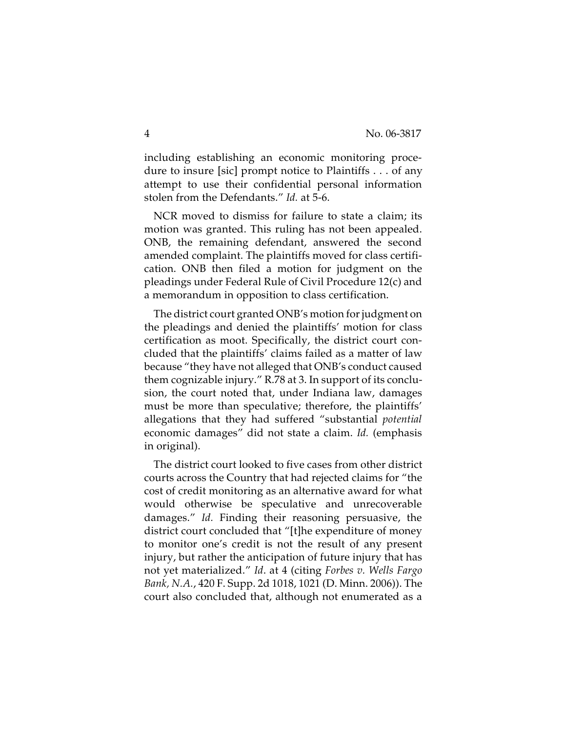including establishing an economic monitoring procedure to insure [sic] prompt notice to Plaintiffs . . . of any attempt to use their confidential personal information stolen from the Defendants." *Id.* at 5-6.

NCR moved to dismiss for failure to state a claim; its motion was granted. This ruling has not been appealed. ONB, the remaining defendant, answered the second amended complaint. The plaintiffs moved for class certification. ONB then filed a motion for judgment on the pleadings under Federal Rule of Civil Procedure 12(c) and a memorandum in opposition to class certification.

The district court granted ONB's motion for judgment on the pleadings and denied the plaintiffs' motion for class certification as moot. Specifically, the district court concluded that the plaintiffs' claims failed as a matter of law because "they have not alleged that ONB's conduct caused them cognizable injury." R.78 at 3. In support of its conclusion, the court noted that, under Indiana law, damages must be more than speculative; therefore, the plaintiffs' allegations that they had suffered "substantial *potential* economic damages" did not state a claim. *Id.* (emphasis in original).

The district court looked to five cases from other district courts across the Country that had rejected claims for "the cost of credit monitoring as an alternative award for what would otherwise be speculative and unrecoverable damages." *Id.* Finding their reasoning persuasive, the district court concluded that "[t]he expenditure of money to monitor one's credit is not the result of any present injury, but rather the anticipation of future injury that has not yet materialized." *Id*. at 4 (citing *Forbes v. Wells Fargo Bank, N.A.*, 420 F. Supp. 2d 1018, 1021 (D. Minn. 2006)). The court also concluded that, although not enumerated as a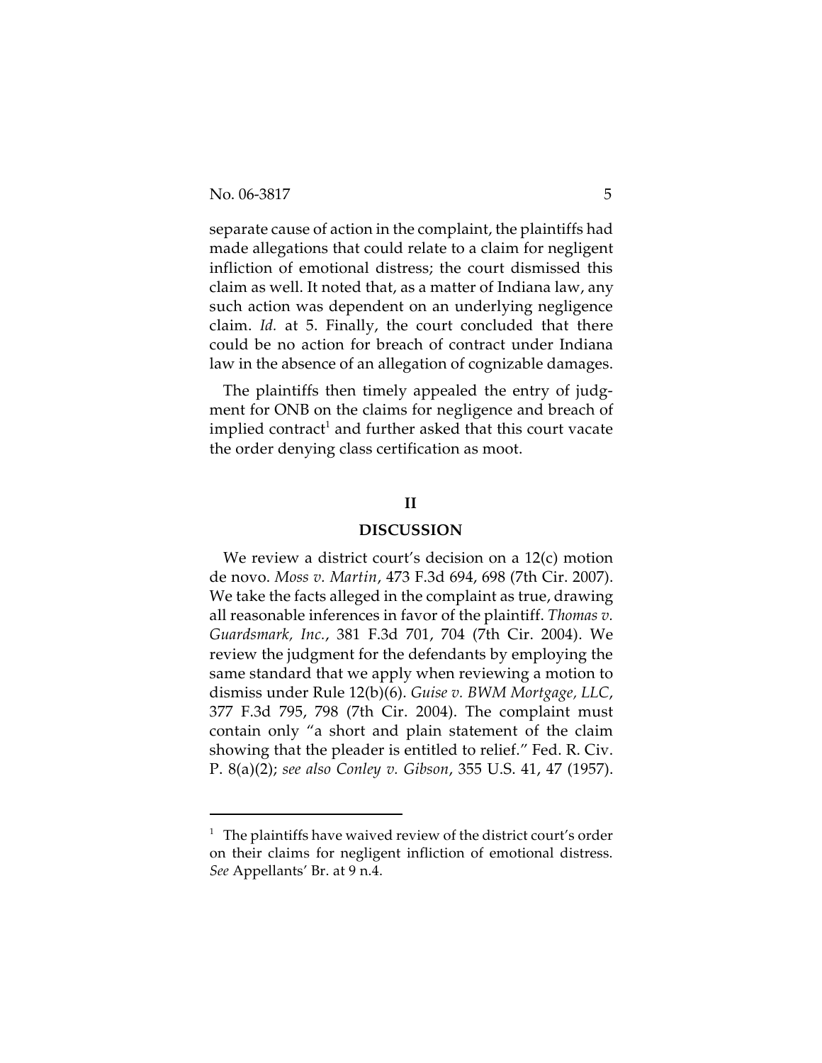separate cause of action in the complaint, the plaintiffs had made allegations that could relate to a claim for negligent infliction of emotional distress; the court dismissed this claim as well. It noted that, as a matter of Indiana law, any such action was dependent on an underlying negligence claim. *Id.* at 5. Finally, the court concluded that there could be no action for breach of contract under Indiana law in the absence of an allegation of cognizable damages.

The plaintiffs then timely appealed the entry of judgment for ONB on the claims for negligence and breach of implied contract[1] and further asked that this court vacate the order denying class certification as moot.

## II

## DISCUSSION

We review a district court's decision on a 12(c) motion de novo. *Moss v. Martin*, 473 F.3d 694, 698 (7th Cir. 2007). We take the facts alleged in the complaint as true, drawing all reasonable inferences in favor of the plaintiff. *Thomas v. Guardsmark, Inc.*, 381 F.3d 701, 704 (7th Cir. 2004). We review the judgment for the defendants by employing the same standard that we apply when reviewing a motion to dismiss under Rule 12(b)(6). *Guise v. BWM Mortgage, LLC*, 377 F.3d 795, 798 (7th Cir. 2004). The complaint must contain only "a short and plain statement of the claim showing that the pleader is entitled to relief." Fed. R. Civ. P. 8(a)(2); *see also Conley v. Gibson*, 355 U.S. 41, 47 (1957).

---

[1] The plaintiffs have waived review of the district court's order on their claims for negligent infliction of emotional distress. *See* Appellants' Br. at 9 n.4.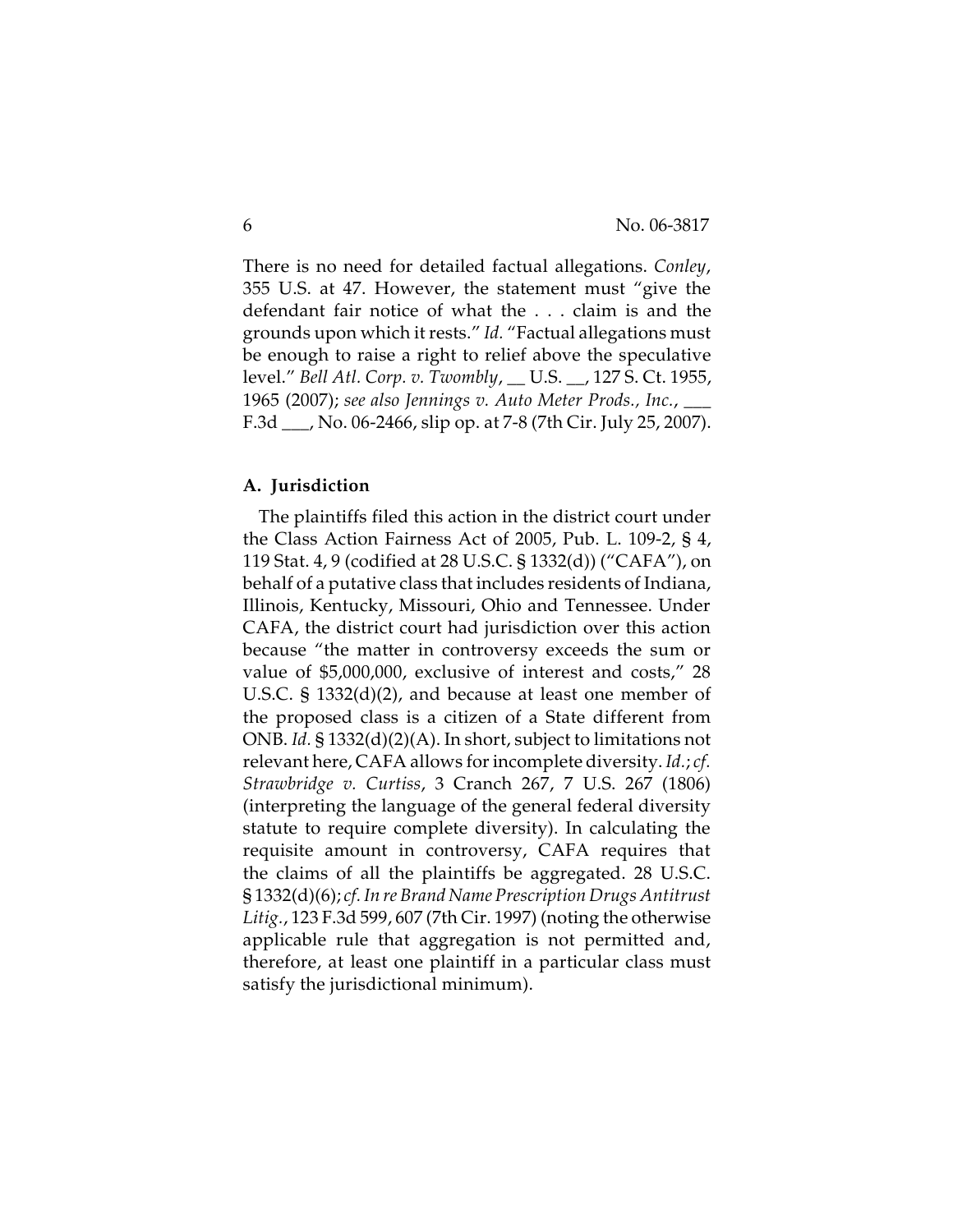There is no need for detailed factual allegations. *Conley*, 355 U.S. at 47. However, the statement must "give the defendant fair notice of what the . . . claim is and the grounds upon which it rests." *Id.* "Factual allegations must be enough to raise a right to relief above the speculative level." *Bell Atl. Corp. v. Twombly*, __ U.S. __, 127 S. Ct. 1955, 1965 (2007); *see also Jennings v. Auto Meter Prods., Inc.*, ___ F.3d ___, No. 06-2466, slip op. at 7-8 (7th Cir. July 25, 2007).

### A. Jurisdiction

The plaintiffs filed this action in the district court under the Class Action Fairness Act of 2005, Pub. L. 109-2, § 4, 119 Stat. 4, 9 (codified at 28 U.S.C. § 1332(d)) ("CAFA"), on behalf of a putative class that includes residents of Indiana, Illinois, Kentucky, Missouri, Ohio and Tennessee. Under CAFA, the district court had jurisdiction over this action because "the matter in controversy exceeds the sum or value of $5,000,000, exclusive of interest and costs," 28 U.S.C. § 1332(d)(2), and because at least one member of the proposed class is a citizen of a State different from ONB. *Id.* § 1332(d)(2)(A). In short, subject to limitations not relevant here, CAFA allows for incomplete diversity. *Id.*; *cf. Strawbridge v. Curtiss*, 3 Cranch 267, 7 U.S. 267 (1806) (interpreting the language of the general federal diversity statute to require complete diversity). In calculating the requisite amount in controversy, CAFA requires that the claims of all the plaintiffs be aggregated. 28 U.S.C. § 1332(d)(6); *cf. In re Brand Name Prescription Drugs Antitrust Litig.*, 123 F.3d 599, 607 (7th Cir. 1997) (noting the otherwise applicable rule that aggregation is not permitted and, therefore, at least one plaintiff in a particular class must satisfy the jurisdictional minimum).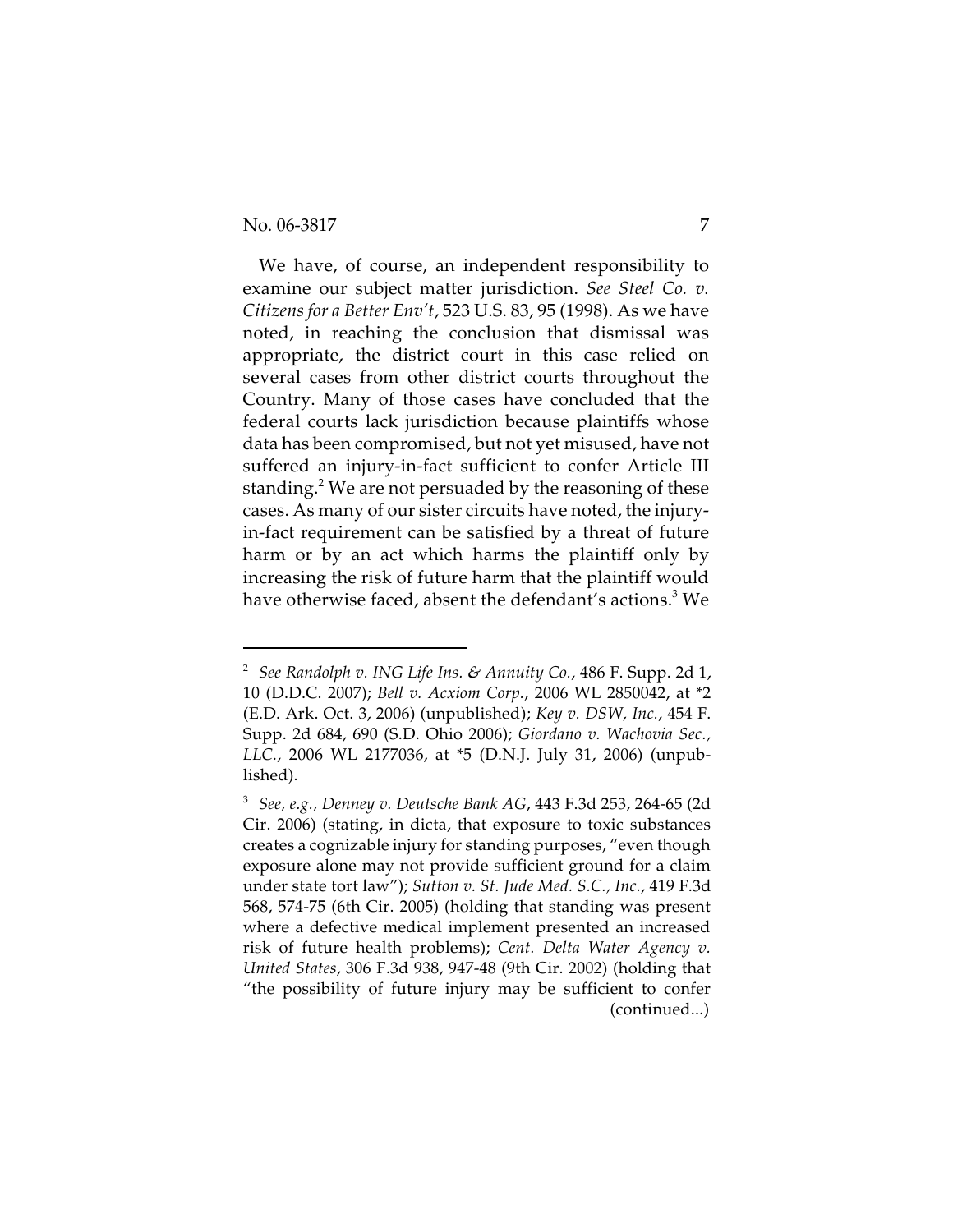We have, of course, an independent responsibility to examine our subject matter jurisdiction. *See Steel Co. v. Citizens for a Better Env't*, 523 U.S. 83, 95 (1998). As we have noted, in reaching the conclusion that dismissal was appropriate, the district court in this case relied on several cases from other district courts throughout the Country. Many of those cases have concluded that the federal courts lack jurisdiction because plaintiffs whose data has been compromised, but not yet misused, have not suffered an injury-in-fact sufficient to confer Article III standing.[2] We are not persuaded by the reasoning of these cases. As many of our sister circuits have noted, the injury-in-fact requirement can be satisfied by a threat of future harm or by an act which harms the plaintiff only by increasing the risk of future harm that the plaintiff would have otherwise faced, absent the defendant's actions.[3] We

---

[2] *See Randolph v. ING Life Ins. & Annuity Co.*, 486 F. Supp. 2d 1, 10 (D.D.C. 2007); *Bell v. Acxiom Corp.*, 2006 WL 2850042, at *2 (E.D. Ark. Oct. 3, 2006) (unpublished); *Key v. DSW, Inc.*, 454 F. Supp. 2d 684, 690 (S.D. Ohio 2006); *Giordano v. Wachovia Sec., LLC.*, 2006 WL 2177036, at *5 (D.N.J. July 31, 2006) (unpublished).

[3] *See, e.g., Denney v. Deutsche Bank AG*, 443 F.3d 253, 264-65 (2d Cir. 2006) (stating, in dicta, that exposure to toxic substances creates a cognizable injury for standing purposes, "even though exposure alone may not provide sufficient ground for a claim under state tort law"); *Sutton v. St. Jude Med. S.C., Inc.*, 419 F.3d 568, 574-75 (6th Cir. 2005) (holding that standing was present where a defective medical implement presented an increased risk of future health problems); *Cent. Delta Water Agency v. United States*, 306 F.3d 938, 947-48 (9th Cir. 2002) (holding that "the possibility of future injury may be sufficient to confer (continued...)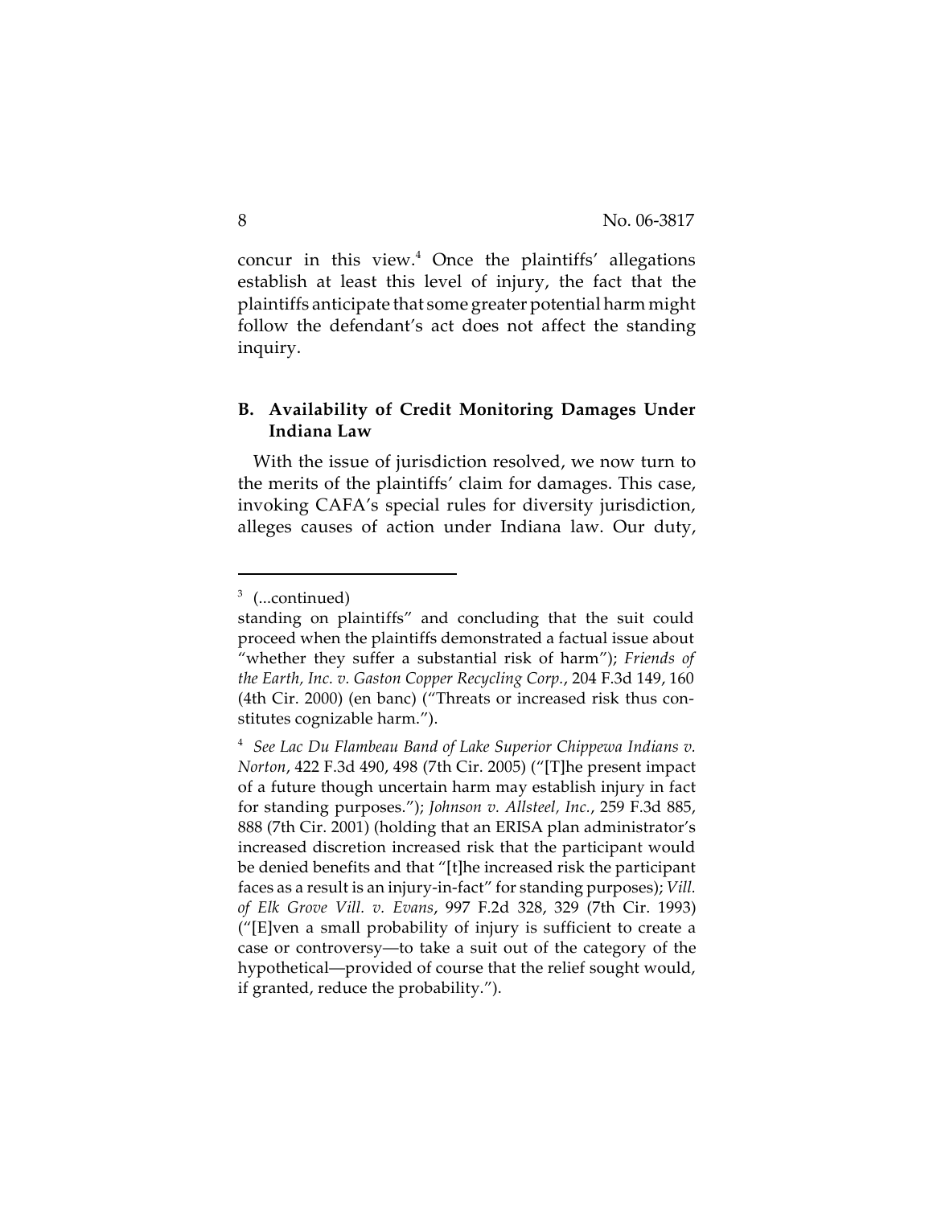concur in this view.[4] Once the plaintiffs' allegations establish at least this level of injury, the fact that the plaintiffs anticipate that some greater potential harm might follow the defendant's act does not affect the standing inquiry.

### B. Availability of Credit Monitoring Damages Under Indiana Law

With the issue of jurisdiction resolved, we now turn to the merits of the plaintiffs' claim for damages. This case, invoking CAFA's special rules for diversity jurisdiction, alleges causes of action under Indiana law. Our duty,

---

[3] (...continued)
standing on plaintiffs" and concluding that the suit could proceed when the plaintiffs demonstrated a factual issue about "whether they suffer a substantial risk of harm"); *Friends of the Earth, Inc. v. Gaston Copper Recycling Corp.*, 204 F.3d 149, 160 (4th Cir. 2000) (en banc) ("Threats or increased risk thus constitutes cognizable harm.").

[4] *See Lac Du Flambeau Band of Lake Superior Chippewa Indians v. Norton*, 422 F.3d 490, 498 (7th Cir. 2005) ("[T]he present impact of a future though uncertain harm may establish injury in fact for standing purposes."); *Johnson v. Allsteel, Inc.*, 259 F.3d 885, 888 (7th Cir. 2001) (holding that an ERISA plan administrator's increased discretion increased risk that the participant would be denied benefits and that "[t]he increased risk the participant faces as a result is an injury-in-fact" for standing purposes); *Vill. of Elk Grove Vill. v. Evans*, 997 F.2d 328, 329 (7th Cir. 1993) ("[E]ven a small probability of injury is sufficient to create a case or controversy—to take a suit out of the category of the hypothetical—provided of course that the relief sought would, if granted, reduce the probability.").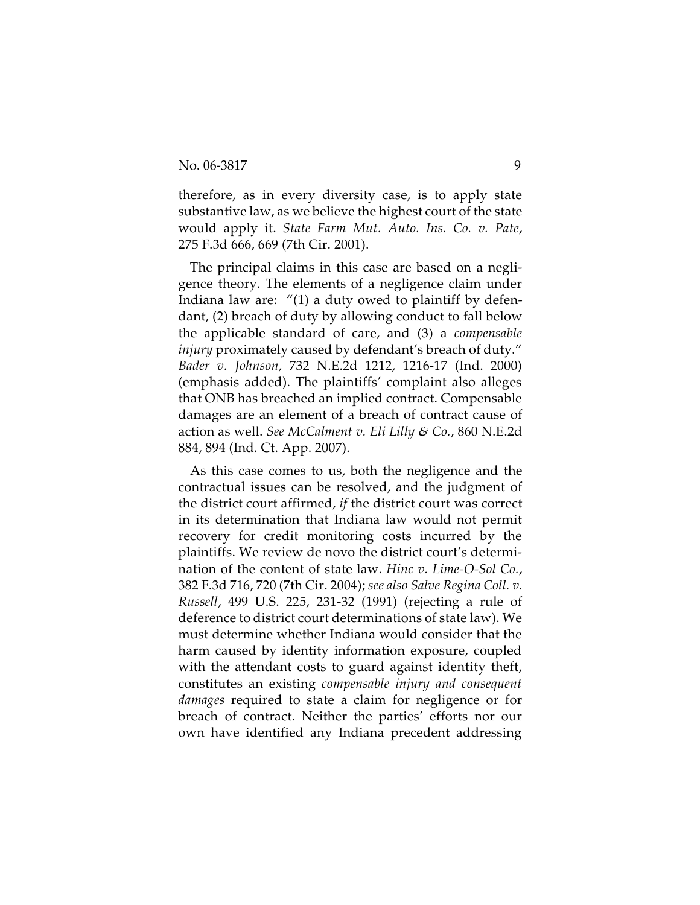therefore, as in every diversity case, is to apply state substantive law, as we believe the highest court of the state would apply it. *State Farm Mut. Auto. Ins. Co. v. Pate*, 275 F.3d 666, 669 (7th Cir. 2001).

The principal claims in this case are based on a negligence theory. The elements of a negligence claim under Indiana law are: "(1) a duty owed to plaintiff by defendant, (2) breach of duty by allowing conduct to fall below the applicable standard of care, and (3) a *compensable injury* proximately caused by defendant's breach of duty." *Bader v. Johnson,* 732 N.E.2d 1212, 1216-17 (Ind. 2000) (emphasis added). The plaintiffs' complaint also alleges that ONB has breached an implied contract. Compensable damages are an element of a breach of contract cause of action as well. *See McCalment v. Eli Lilly & Co.*, 860 N.E.2d 884, 894 (Ind. Ct. App. 2007).

As this case comes to us, both the negligence and the contractual issues can be resolved, and the judgment of the district court affirmed, *if* the district court was correct in its determination that Indiana law would not permit recovery for credit monitoring costs incurred by the plaintiffs. We review de novo the district court's determination of the content of state law. *Hinc v. Lime-O-Sol Co.*, 382 F.3d 716, 720 (7th Cir. 2004); *see also Salve Regina Coll. v. Russell*, 499 U.S. 225, 231-32 (1991) (rejecting a rule of deference to district court determinations of state law). We must determine whether Indiana would consider that the harm caused by identity information exposure, coupled with the attendant costs to guard against identity theft, constitutes an existing *compensable injury and consequent damages* required to state a claim for negligence or for breach of contract. Neither the parties' efforts nor our own have identified any Indiana precedent addressing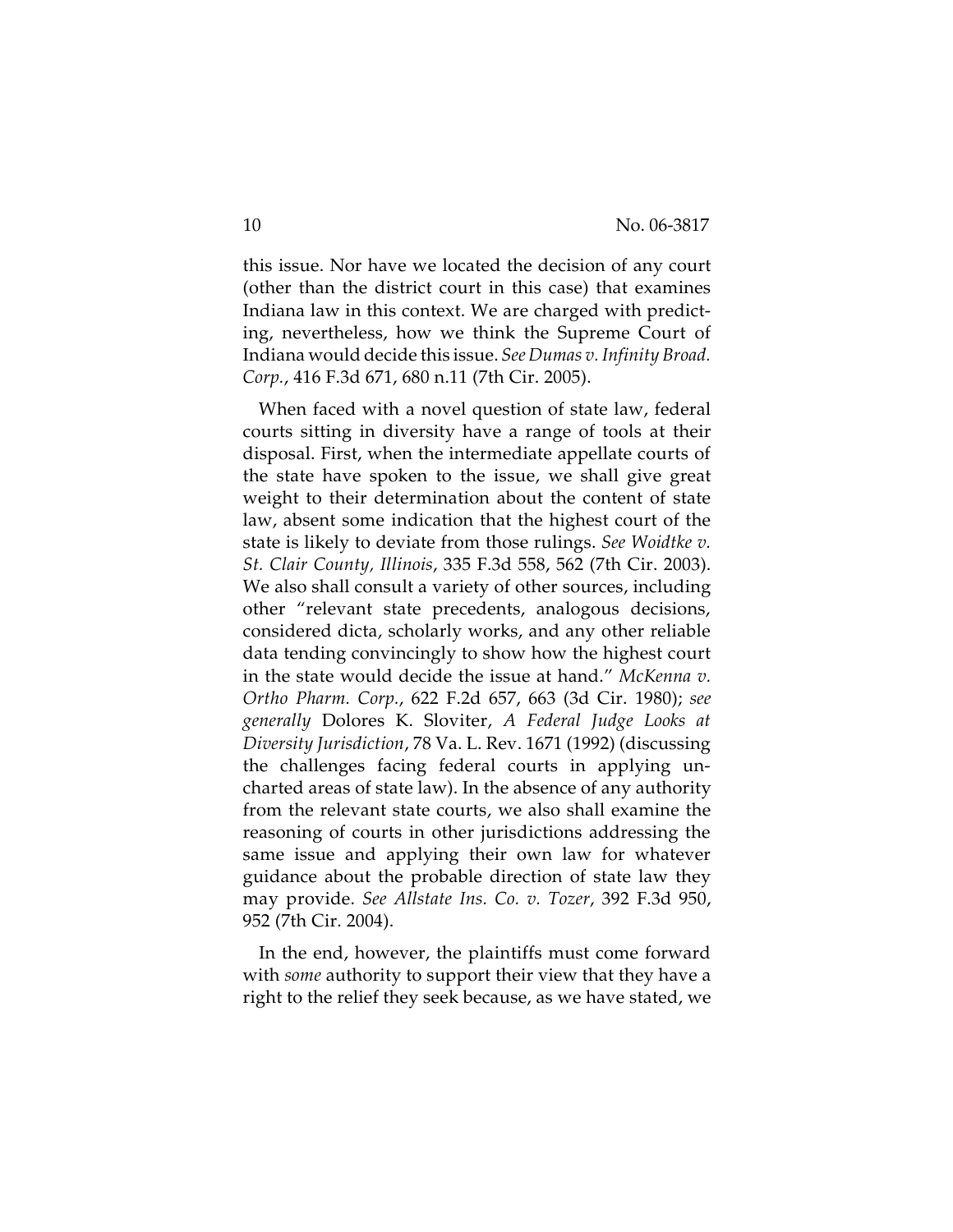this issue. Nor have we located the decision of any court (other than the district court in this case) that examines Indiana law in this context. We are charged with predicting, nevertheless, how we think the Supreme Court of Indiana would decide this issue. *See Dumas v. Infinity Broad. Corp.*, 416 F.3d 671, 680 n.11 (7th Cir. 2005).

When faced with a novel question of state law, federal courts sitting in diversity have a range of tools at their disposal. First, when the intermediate appellate courts of the state have spoken to the issue, we shall give great weight to their determination about the content of state law, absent some indication that the highest court of the state is likely to deviate from those rulings. *See Woidtke v. St. Clair County, Illinois*, 335 F.3d 558, 562 (7th Cir. 2003). We also shall consult a variety of other sources, including other "relevant state precedents, analogous decisions, considered dicta, scholarly works, and any other reliable data tending convincingly to show how the highest court in the state would decide the issue at hand." *McKenna v. Ortho Pharm. Corp.*, 622 F.2d 657, 663 (3d Cir. 1980); *see generally* Dolores K. Sloviter, *A Federal Judge Looks at Diversity Jurisdiction*, 78 Va. L. Rev. 1671 (1992) (discussing the challenges facing federal courts in applying uncharted areas of state law). In the absence of any authority from the relevant state courts, we also shall examine the reasoning of courts in other jurisdictions addressing the same issue and applying their own law for whatever guidance about the probable direction of state law they may provide. *See Allstate Ins. Co. v. Tozer*, 392 F.3d 950, 952 (7th Cir. 2004).

In the end, however, the plaintiffs must come forward with *some* authority to support their view that they have a right to the relief they seek because, as we have stated, we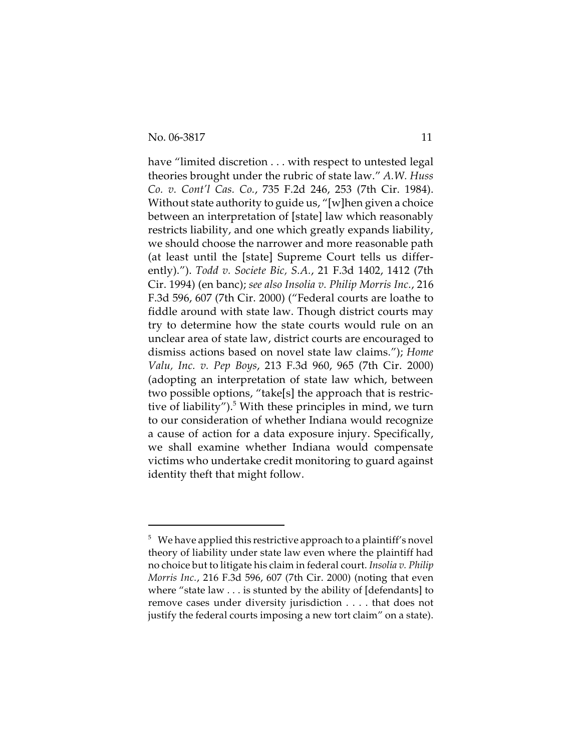have "limited discretion . . . with respect to untested legal theories brought under the rubric of state law." *A.W. Huss Co. v. Cont'l Cas. Co.*, 735 F.2d 246, 253 (7th Cir. 1984). Without state authority to guide us, "[w]hen given a choice between an interpretation of [state] law which reasonably restricts liability, and one which greatly expands liability, we should choose the narrower and more reasonable path (at least until the [state] Supreme Court tells us differently)."). *Todd v. Societe Bic, S.A.*, 21 F.3d 1402, 1412 (7th Cir. 1994) (en banc); *see also Insolia v. Philip Morris Inc.*, 216 F.3d 596, 607 (7th Cir. 2000) ("Federal courts are loathe to fiddle around with state law. Though district courts may try to determine how the state courts would rule on an unclear area of state law, district courts are encouraged to dismiss actions based on novel state law claims."); *Home Valu, Inc. v. Pep Boys*, 213 F.3d 960, 965 (7th Cir. 2000) (adopting an interpretation of state law which, between two possible options, "take[s] the approach that is restrictive of liability").[5] With these principles in mind, we turn to our consideration of whether Indiana would recognize a cause of action for a data exposure injury. Specifically, we shall examine whether Indiana would compensate victims who undertake credit monitoring to guard against identity theft that might follow.

---

[5] We have applied this restrictive approach to a plaintiff's novel theory of liability under state law even where the plaintiff had no choice but to litigate his claim in federal court. *Insolia v. Philip Morris Inc.*, 216 F.3d 596, 607 (7th Cir. 2000) (noting that even where "state law . . . is stunted by the ability of [defendants] to remove cases under diversity jurisdiction . . . . that does not justify the federal courts imposing a new tort claim" on a state).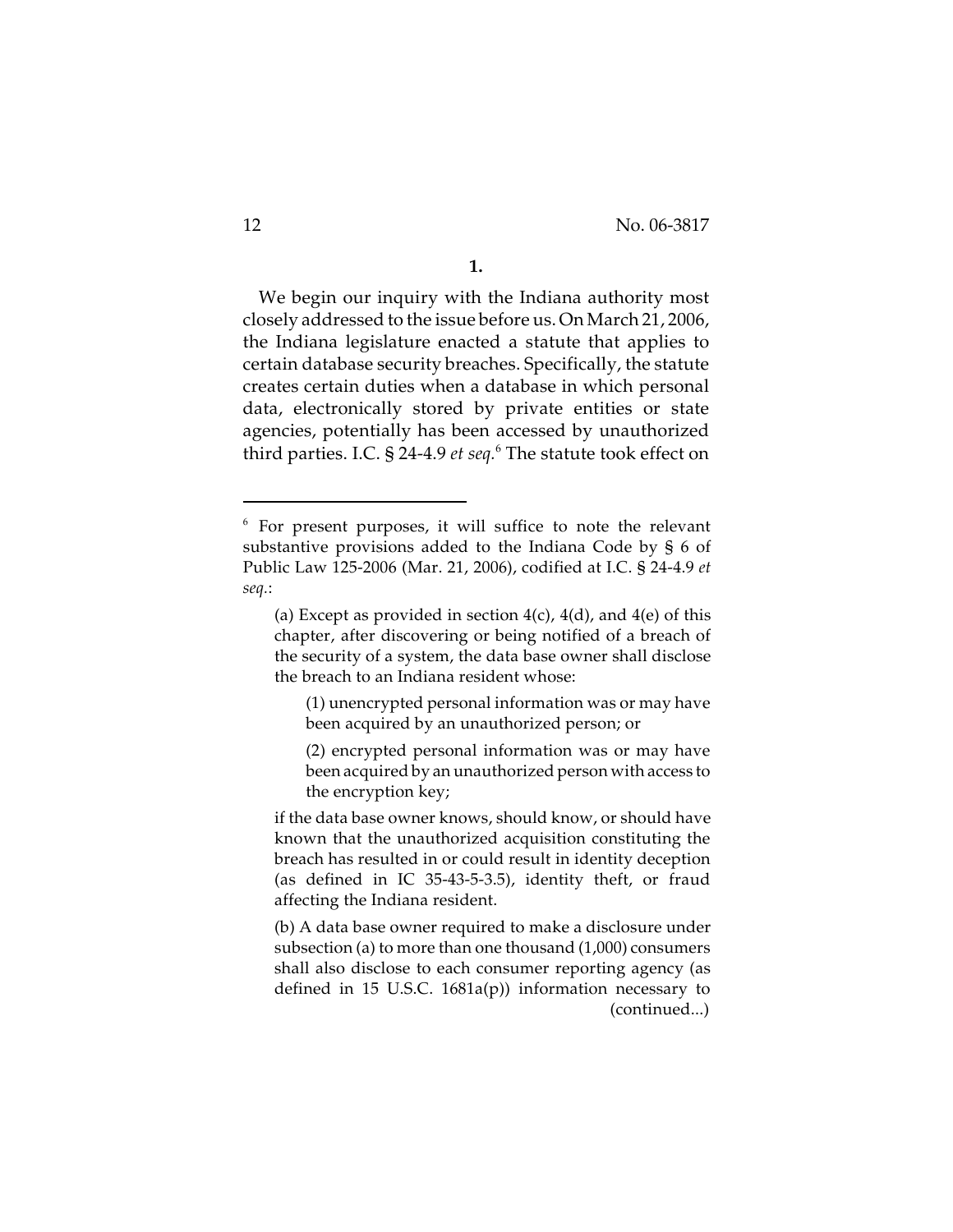**1.**

We begin our inquiry with the Indiana authority most closely addressed to the issue before us. On March 21, 2006, the Indiana legislature enacted a statute that applies to certain database security breaches. Specifically, the statute creates certain duties when a database in which personal data, electronically stored by private entities or state agencies, potentially has been accessed by unauthorized third parties. I.C. § 24-4.9 *et seq.*[6] The statute took effect on

---

[6] For present purposes, it will suffice to note the relevant substantive provisions added to the Indiana Code by § 6 of Public Law 125-2006 (Mar. 21, 2006), codified at I.C. § 24-4.9 *et seq.*:

> (a) Except as provided in section 4(c), 4(d), and 4(e) of this chapter, after discovering or being notified of a breach of the security of a system, the data base owner shall disclose the breach to an Indiana resident whose:
>
> > (1) unencrypted personal information was or may have been acquired by an unauthorized person; or
> >
> > (2) encrypted personal information was or may have been acquired by an unauthorized person with access to the encryption key;
>
> if the data base owner knows, should know, or should have known that the unauthorized acquisition constituting the breach has resulted in or could result in identity deception (as defined in IC 35-43-5-3.5), identity theft, or fraud affecting the Indiana resident.
>
> (b) A data base owner required to make a disclosure under subsection (a) to more than one thousand (1,000) consumers shall also disclose to each consumer reporting agency (as defined in 15 U.S.C. 1681a(p)) information necessary to (continued...)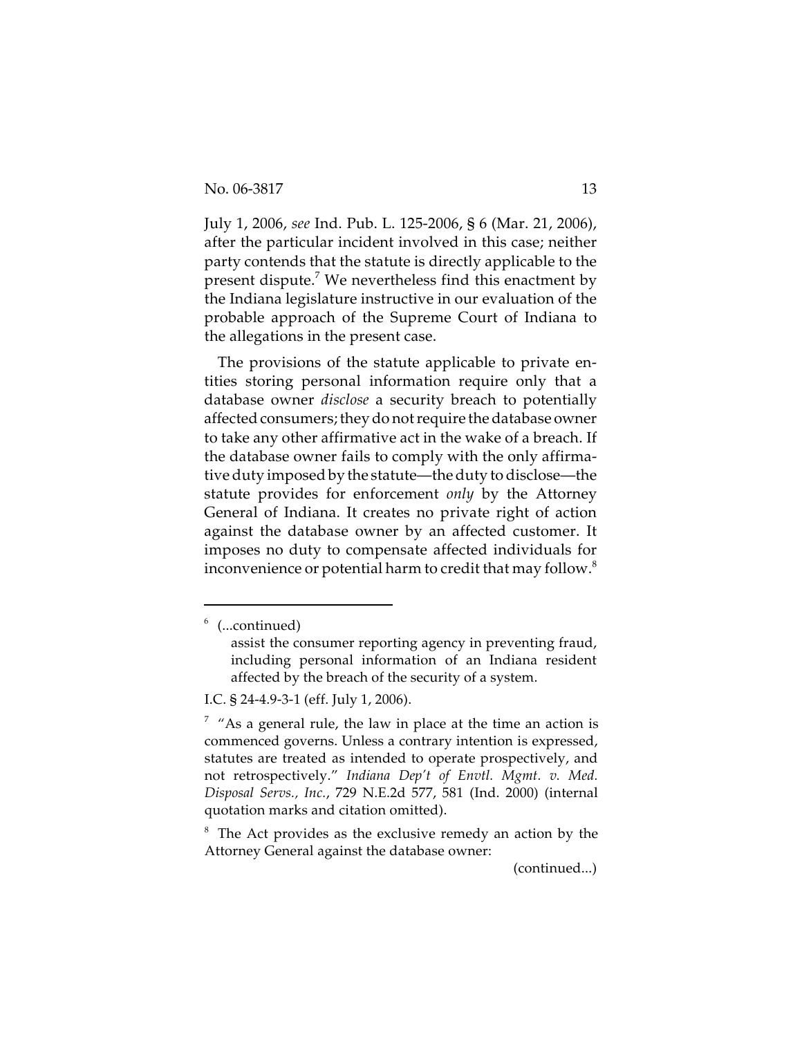July 1, 2006, *see* Ind. Pub. L. 125-2006, § 6 (Mar. 21, 2006), after the particular incident involved in this case; neither party contends that the statute is directly applicable to the present dispute.[7] We nevertheless find this enactment by the Indiana legislature instructive in our evaluation of the probable approach of the Supreme Court of Indiana to the allegations in the present case.

The provisions of the statute applicable to private entities storing personal information require only that a database owner *disclose* a security breach to potentially affected consumers; they do not require the database owner to take any other affirmative act in the wake of a breach. If the database owner fails to comply with the only affirmative duty imposed by the statute—the duty to disclose—the statute provides for enforcement *only* by the Attorney General of Indiana. It creates no private right of action against the database owner by an affected customer. It imposes no duty to compensate affected individuals for inconvenience or potential harm to credit that may follow.[8]

---

[6] (...continued)

> assist the consumer reporting agency in preventing fraud, including personal information of an Indiana resident affected by the breach of the security of a system.

I.C. § 24-4.9-3-1 (eff. July 1, 2006).

[7] "As a general rule, the law in place at the time an action is commenced governs. Unless a contrary intention is expressed, statutes are treated as intended to operate prospectively, and not retrospectively." *Indiana Dep't of Envtl. Mgmt. v. Med. Disposal Servs., Inc.*, 729 N.E.2d 577, 581 (Ind. 2000) (internal quotation marks and citation omitted).

[8] The Act provides as the exclusive remedy an action by the Attorney General against the database owner:

(continued...)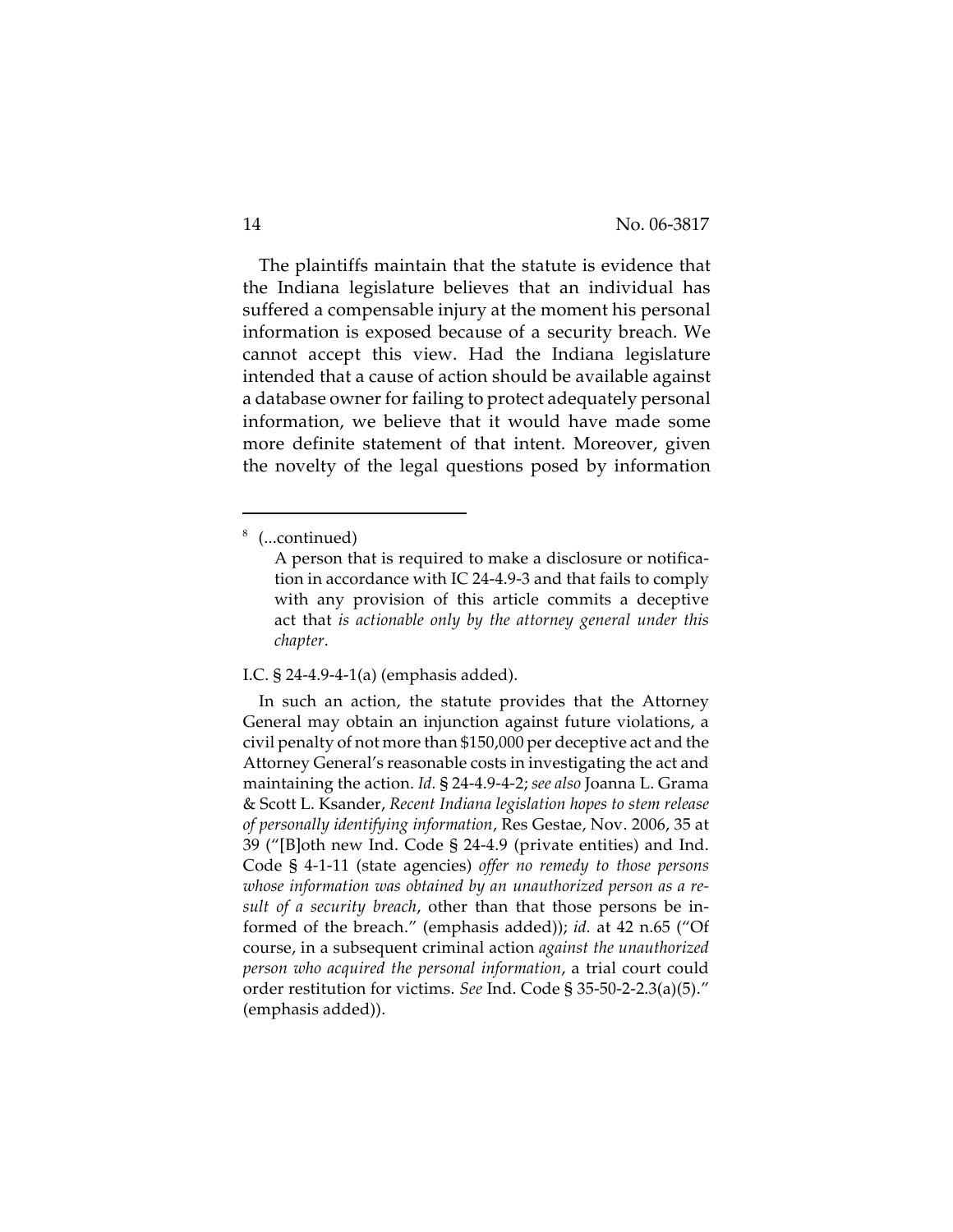The plaintiffs maintain that the statute is evidence that the Indiana legislature believes that an individual has suffered a compensable injury at the moment his personal information is exposed because of a security breach. We cannot accept this view. Had the Indiana legislature intended that a cause of action should be available against a database owner for failing to protect adequately personal information, we believe that it would have made some more definite statement of that intent. Moreover, given the novelty of the legal questions posed by information

---

[8] (...continued)

> A person that is required to make a disclosure or notification in accordance with IC 24-4.9-3 and that fails to comply with any provision of this article commits a deceptive act that *is actionable only by the attorney general under this chapter*.

I.C. § 24-4.9-4-1(a) (emphasis added).

In such an action, the statute provides that the Attorney General may obtain an injunction against future violations, a civil penalty of not more than $150,000 per deceptive act and the Attorney General's reasonable costs in investigating the act and maintaining the action. *Id.* § 24-4.9-4-2; *see also* Joanna L. Grama & Scott L. Ksander, *Recent Indiana legislation hopes to stem release of personally identifying information*, Res Gestae, Nov. 2006, 35 at 39 ("[B]oth new Ind. Code § 24-4.9 (private entities) and Ind. Code § 4-1-11 (state agencies) *offer no remedy to those persons whose information was obtained by an unauthorized person as a result of a security breach*, other than that those persons be informed of the breach." (emphasis added)); *id.* at 42 n.65 ("Of course, in a subsequent criminal action *against the unauthorized person who acquired the personal information*, a trial court could order restitution for victims. *See* Ind. Code § 35-50-2-2.3(a)(5)." (emphasis added)).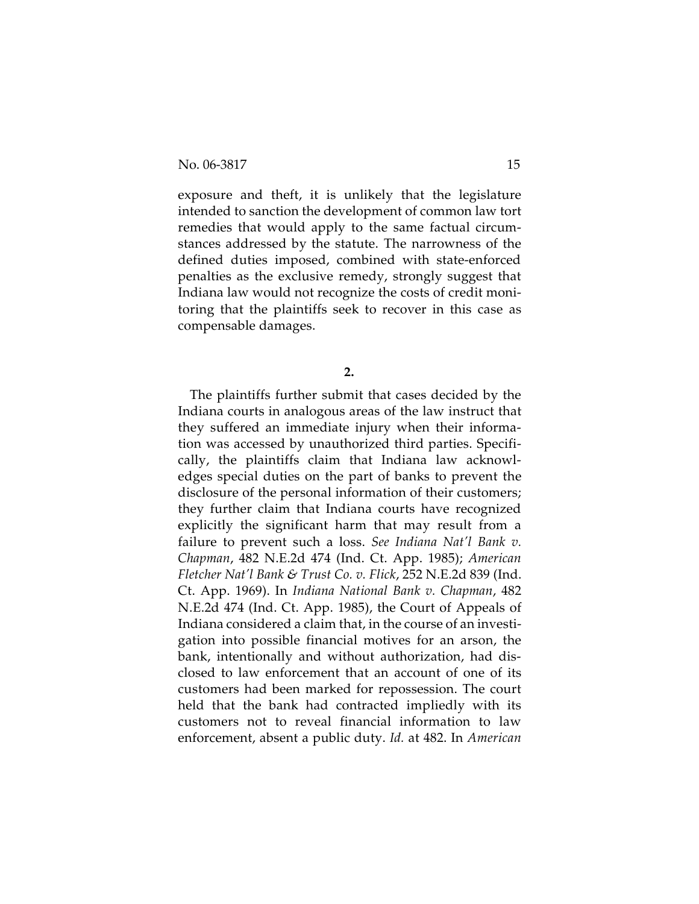exposure and theft, it is unlikely that the legislature intended to sanction the development of common law tort remedies that would apply to the same factual circumstances addressed by the statute. The narrowness of the defined duties imposed, combined with state-enforced penalties as the exclusive remedy, strongly suggest that Indiana law would not recognize the costs of credit monitoring that the plaintiffs seek to recover in this case as compensable damages.

**2.**

The plaintiffs further submit that cases decided by the Indiana courts in analogous areas of the law instruct that they suffered an immediate injury when their information was accessed by unauthorized third parties. Specifically, the plaintiffs claim that Indiana law acknowledges special duties on the part of banks to prevent the disclosure of the personal information of their customers; they further claim that Indiana courts have recognized explicitly the significant harm that may result from a failure to prevent such a loss. *See Indiana Nat'l Bank v. Chapman*, 482 N.E.2d 474 (Ind. Ct. App. 1985); *American Fletcher Nat'l Bank & Trust Co. v. Flick*, 252 N.E.2d 839 (Ind. Ct. App. 1969). In *Indiana National Bank v. Chapman*, 482 N.E.2d 474 (Ind. Ct. App. 1985), the Court of Appeals of Indiana considered a claim that, in the course of an investigation into possible financial motives for an arson, the bank, intentionally and without authorization, had disclosed to law enforcement that an account of one of its customers had been marked for repossession. The court held that the bank had contracted impliedly with its customers not to reveal financial information to law enforcement, absent a public duty. *Id.* at 482. In *American*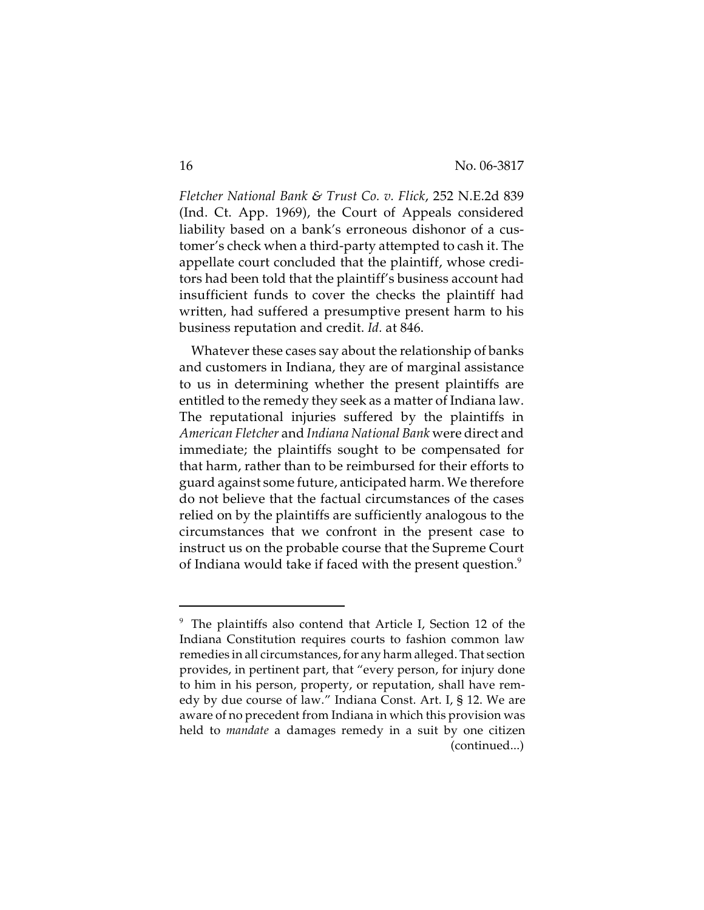*Fletcher National Bank & Trust Co. v. Flick*, 252 N.E.2d 839 (Ind. Ct. App. 1969), the Court of Appeals considered liability based on a bank's erroneous dishonor of a customer's check when a third-party attempted to cash it. The appellate court concluded that the plaintiff, whose creditors had been told that the plaintiff's business account had insufficient funds to cover the checks the plaintiff had written, had suffered a presumptive present harm to his business reputation and credit. *Id.* at 846.

Whatever these cases say about the relationship of banks and customers in Indiana, they are of marginal assistance to us in determining whether the present plaintiffs are entitled to the remedy they seek as a matter of Indiana law. The reputational injuries suffered by the plaintiffs in *American Fletcher* and *Indiana National Bank* were direct and immediate; the plaintiffs sought to be compensated for that harm, rather than to be reimbursed for their efforts to guard against some future, anticipated harm. We therefore do not believe that the factual circumstances of the cases relied on by the plaintiffs are sufficiently analogous to the circumstances that we confront in the present case to instruct us on the probable course that the Supreme Court of Indiana would take if faced with the present question.[9]

---

[9] The plaintiffs also contend that Article I, Section 12 of the Indiana Constitution requires courts to fashion common law remedies in all circumstances, for any harm alleged. That section provides, in pertinent part, that "every person, for injury done to him in his person, property, or reputation, shall have remedy by due course of law." Indiana Const. Art. I, § 12. We are aware of no precedent from Indiana in which this provision was held to *mandate* a damages remedy in a suit by one citizen (continued...)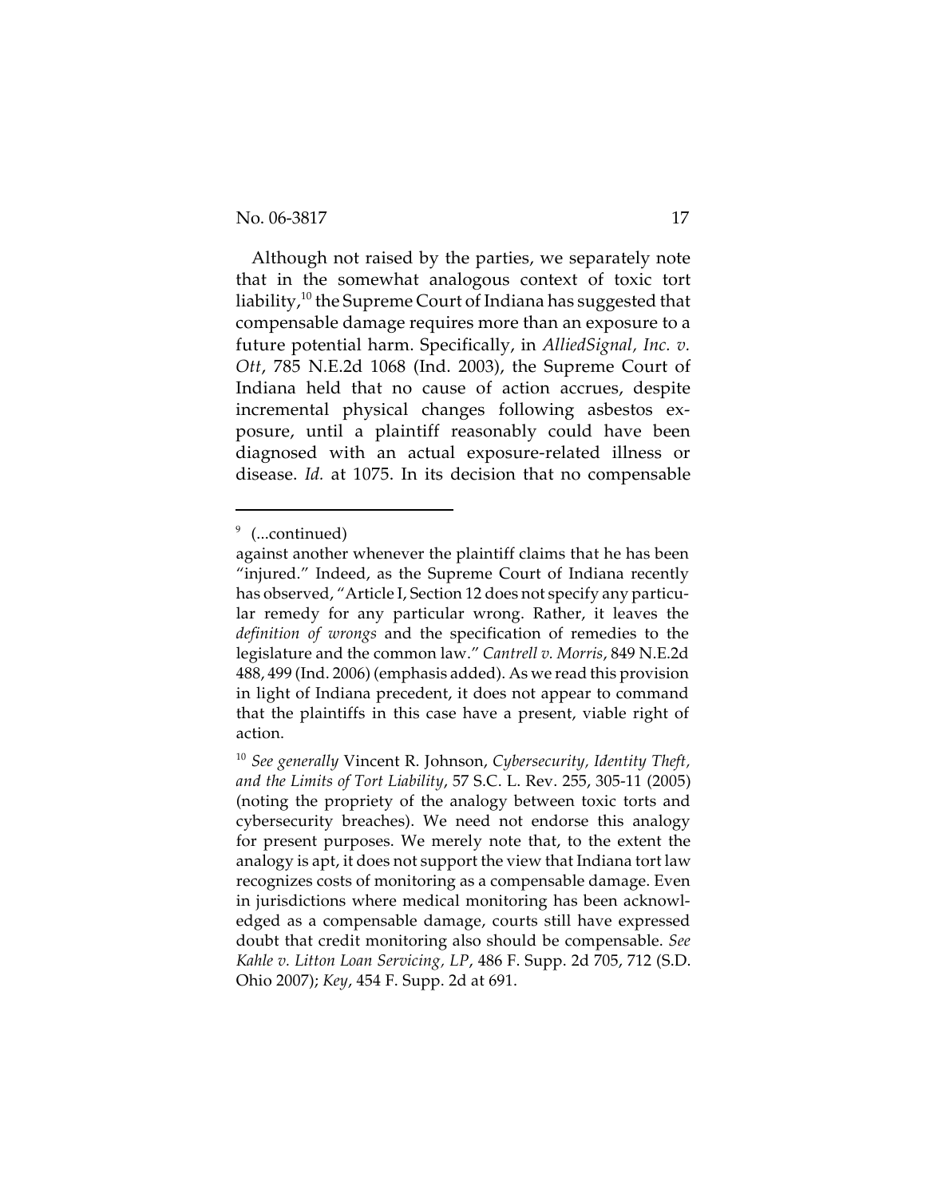Although not raised by the parties, we separately note that in the somewhat analogous context of toxic tort liability,[10] the Supreme Court of Indiana has suggested that compensable damage requires more than an exposure to a future potential harm. Specifically, in *AlliedSignal, Inc. v. Ott*, 785 N.E.2d 1068 (Ind. 2003), the Supreme Court of Indiana held that no cause of action accrues, despite incremental physical changes following asbestos exposure, until a plaintiff reasonably could have been diagnosed with an actual exposure-related illness or disease. *Id.* at 1075. In its decision that no compensable

---

[9] (...continued)

against another whenever the plaintiff claims that he has been "injured." Indeed, as the Supreme Court of Indiana recently has observed, "Article I, Section 12 does not specify any particular remedy for any particular wrong. Rather, it leaves the *definition of wrongs* and the specification of remedies to the legislature and the common law." *Cantrell v. Morris*, 849 N.E.2d 488, 499 (Ind. 2006) (emphasis added). As we read this provision in light of Indiana precedent, it does not appear to command that the plaintiffs in this case have a present, viable right of action.

[10] *See generally* Vincent R. Johnson, *Cybersecurity, Identity Theft, and the Limits of Tort Liability*, 57 S.C. L. Rev. 255, 305-11 (2005) (noting the propriety of the analogy between toxic torts and cybersecurity breaches). We need not endorse this analogy for present purposes. We merely note that, to the extent the analogy is apt, it does not support the view that Indiana tort law recognizes costs of monitoring as a compensable damage. Even in jurisdictions where medical monitoring has been acknowledged as a compensable damage, courts still have expressed doubt that credit monitoring also should be compensable. *See Kahle v. Litton Loan Servicing, LP*, 486 F. Supp. 2d 705, 712 (S.D. Ohio 2007); *Key*, 454 F. Supp. 2d at 691.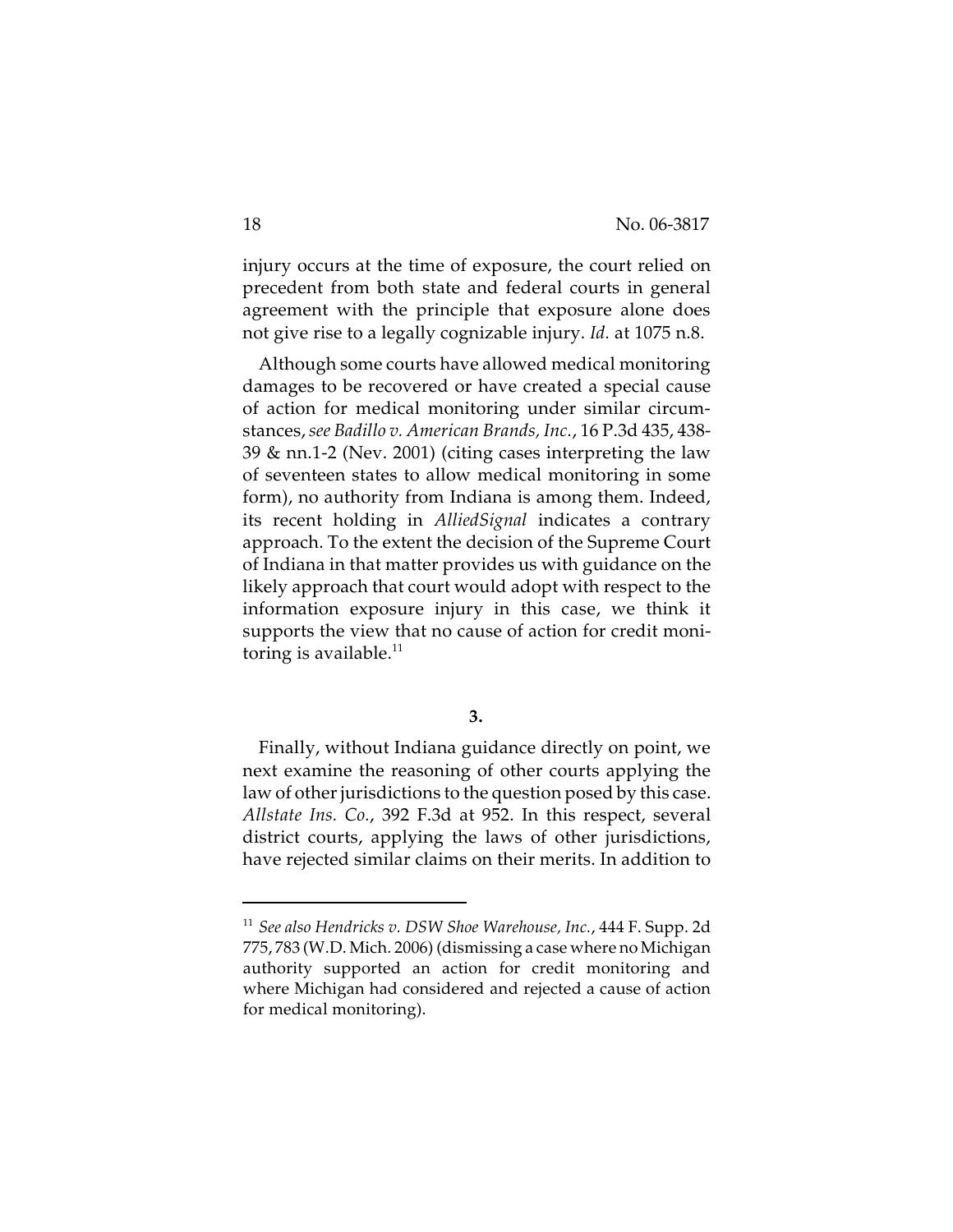injury occurs at the time of exposure, the court relied on precedent from both state and federal courts in general agreement with the principle that exposure alone does not give rise to a legally cognizable injury. *Id.* at 1075 n.8.

Although some courts have allowed medical monitoring damages to be recovered or have created a special cause of action for medical monitoring under similar circumstances, *see Badillo v. American Brands, Inc.*, 16 P.3d 435, 438-39 & nn.1-2 (Nev. 2001) (citing cases interpreting the law of seventeen states to allow medical monitoring in some form), no authority from Indiana is among them. Indeed, its recent holding in *AlliedSignal* indicates a contrary approach. To the extent the decision of the Supreme Court of Indiana in that matter provides us with guidance on the likely approach that court would adopt with respect to the information exposure injury in this case, we think it supports the view that no cause of action for credit monitoring is available.[11]

**3.**

Finally, without Indiana guidance directly on point, we next examine the reasoning of other courts applying the law of other jurisdictions to the question posed by this case. *Allstate Ins. Co.*, 392 F.3d at 952. In this respect, several district courts, applying the laws of other jurisdictions, have rejected similar claims on their merits. In addition to

---

[11] *See also Hendricks v. DSW Shoe Warehouse, Inc.*, 444 F. Supp. 2d 775, 783 (W.D. Mich. 2006) (dismissing a case where no Michigan authority supported an action for credit monitoring and where Michigan had considered and rejected a cause of action for medical monitoring).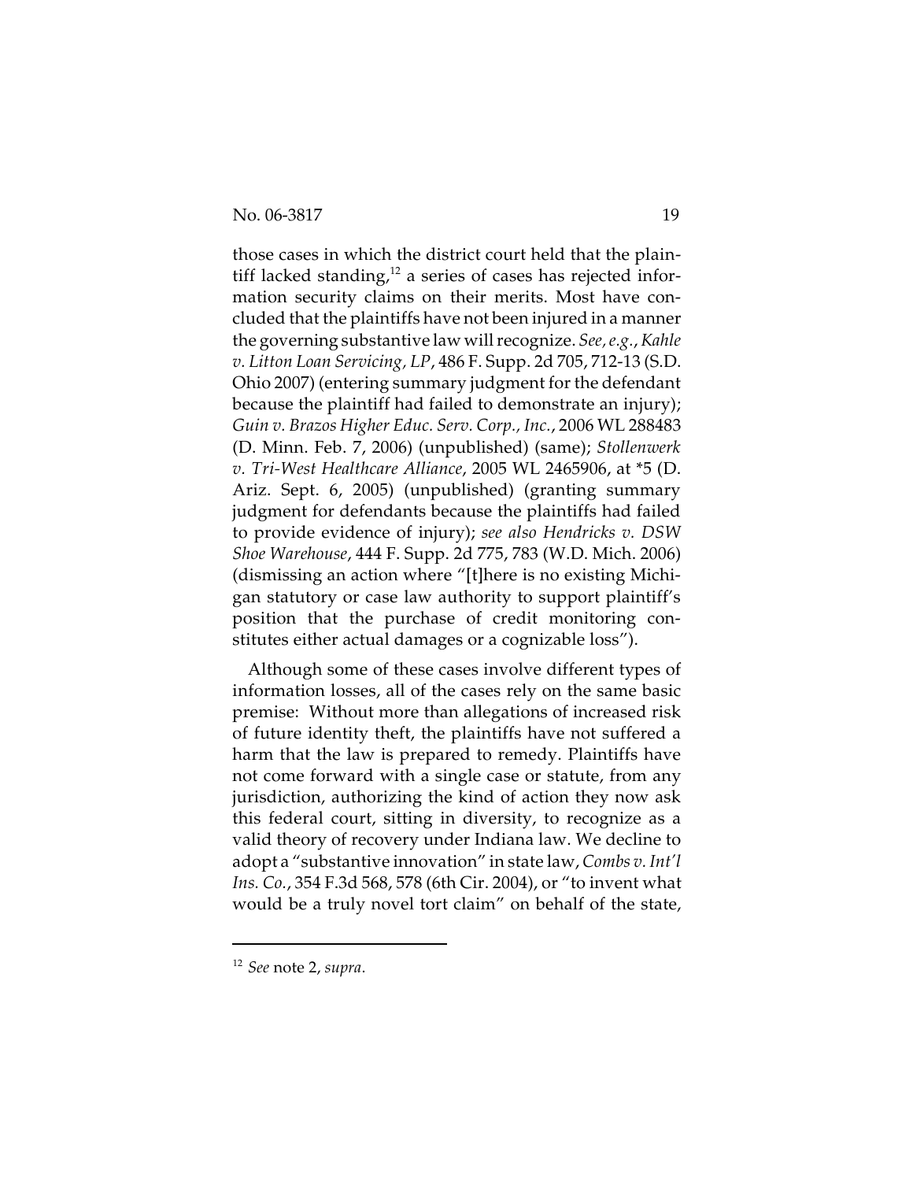those cases in which the district court held that the plaintiff lacked standing,[12] a series of cases has rejected information security claims on their merits. Most have concluded that the plaintiffs have not been injured in a manner the governing substantive law will recognize. *See, e.g.*, *Kahle v. Litton Loan Servicing, LP*, 486 F. Supp. 2d 705, 712-13 (S.D. Ohio 2007) (entering summary judgment for the defendant because the plaintiff had failed to demonstrate an injury); *Guin v. Brazos Higher Educ. Serv. Corp., Inc.*, 2006 WL 288483 (D. Minn. Feb. 7, 2006) (unpublished) (same); *Stollenwerk v. Tri-West Healthcare Alliance*, 2005 WL 2465906, at *5 (D. Ariz. Sept. 6, 2005) (unpublished) (granting summary judgment for defendants because the plaintiffs had failed to provide evidence of injury); *see also Hendricks v. DSW Shoe Warehouse*, 444 F. Supp. 2d 775, 783 (W.D. Mich. 2006) (dismissing an action where "[t]here is no existing Michigan statutory or case law authority to support plaintiff's position that the purchase of credit monitoring constitutes either actual damages or a cognizable loss").

Although some of these cases involve different types of information losses, all of the cases rely on the same basic premise: Without more than allegations of increased risk of future identity theft, the plaintiffs have not suffered a harm that the law is prepared to remedy. Plaintiffs have not come forward with a single case or statute, from any jurisdiction, authorizing the kind of action they now ask this federal court, sitting in diversity, to recognize as a valid theory of recovery under Indiana law. We decline to adopt a "substantive innovation" in state law, *Combs v. Int'l Ins. Co.*, 354 F.3d 568, 578 (6th Cir. 2004), or "to invent what would be a truly novel tort claim" on behalf of the state,

---

[12] *See* note 2, *supra*.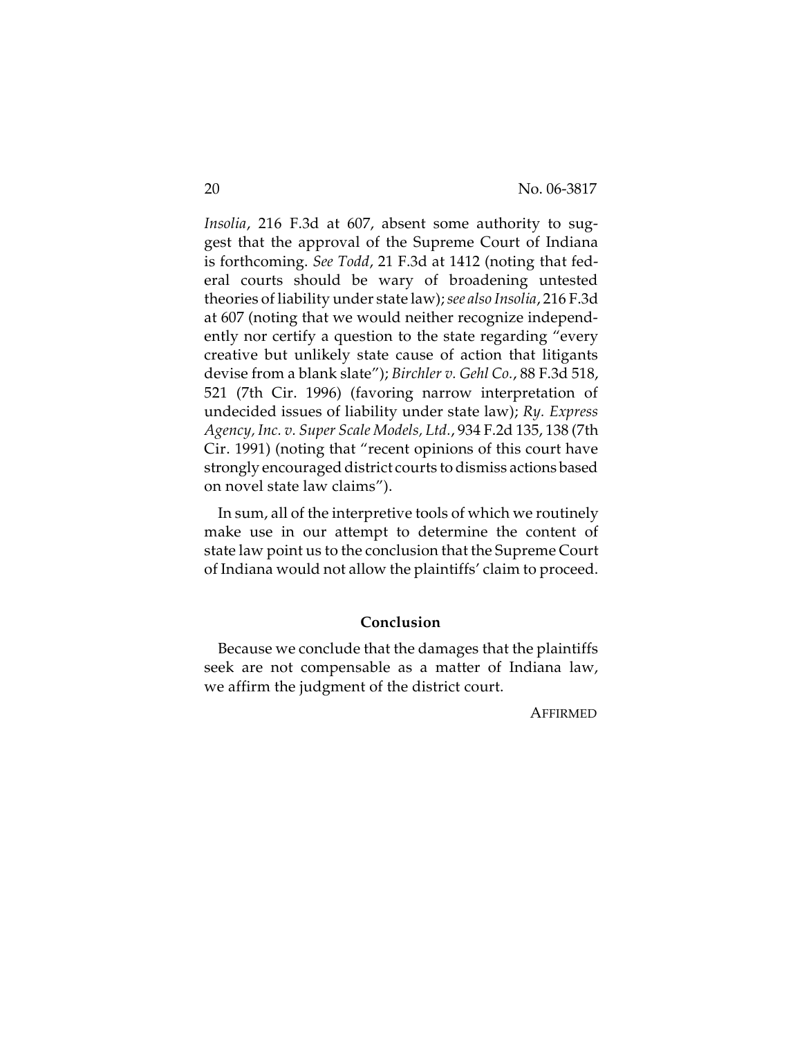*Insolia*, 216 F.3d at 607, absent some authority to suggest that the approval of the Supreme Court of Indiana is forthcoming. *See Todd*, 21 F.3d at 1412 (noting that federal courts should be wary of broadening untested theories of liability under state law); *see also Insolia*, 216 F.3d at 607 (noting that we would neither recognize independently nor certify a question to the state regarding "every creative but unlikely state cause of action that litigants devise from a blank slate"); *Birchler v. Gehl Co.*, 88 F.3d 518, 521 (7th Cir. 1996) (favoring narrow interpretation of undecided issues of liability under state law); *Ry. Express Agency, Inc. v. Super Scale Models, Ltd.*, 934 F.2d 135, 138 (7th Cir. 1991) (noting that "recent opinions of this court have strongly encouraged district courts to dismiss actions based on novel state law claims").

In sum, all of the interpretive tools of which we routinely make use in our attempt to determine the content of state law point us to the conclusion that the Supreme Court of Indiana would not allow the plaintiffs' claim to proceed.

## Conclusion

Because we conclude that the damages that the plaintiffs seek are not compensable as a matter of Indiana law, we affirm the judgment of the district court.

AFFIRMED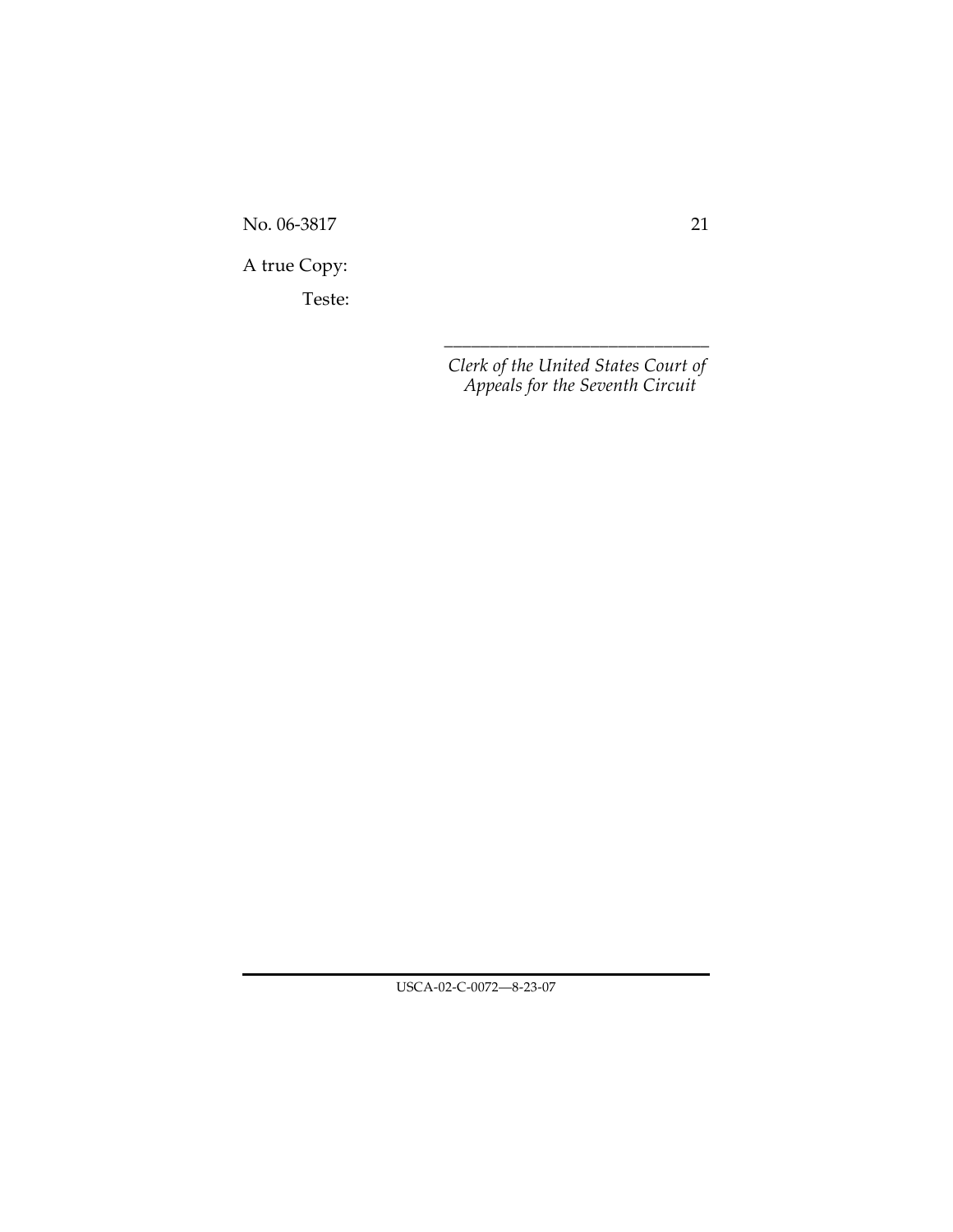A true Copy:

Teste:

\_\_\_\_\_\_\_\_\_\_\_\_\_\_\_\_\_\_\_\_\_\_\_\_\_\_\_\_\_\_

*Clerk of the United States Court of Appeals for the Seventh Circuit*

USCA-02-C-0072—8-23-07